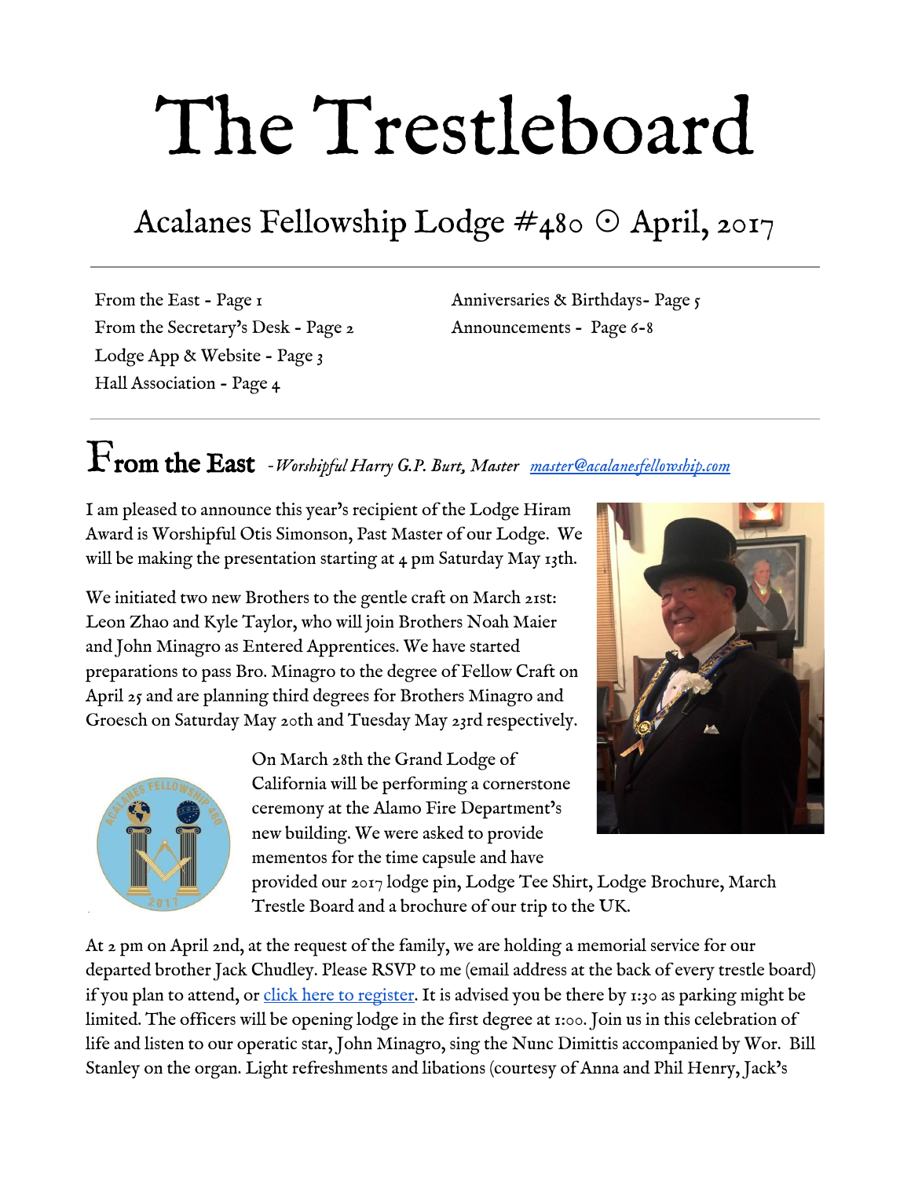# The Trestleboard

## Acalanes Fellowship Lodge #480 ⊙ April, 2017

From the East - Page 1
From the Secretary's Desk - Page 2
Lodge App & Website - Page 3
Hall Association - Page 4
Anniversaries & Birthdays- Page 5
Announcements - Page 6-8

## From the East *-Worshipful Harry G.P. Burt, Master* *master@acalanesfellowship.com*

I am pleased to announce this year's recipient of the Lodge Hiram Award is Worshipful Otis Simonson, Past Master of our Lodge. We will be making the presentation starting at 4 pm Saturday May 13th.

We initiated two new Brothers to the gentle craft on March 21st: Leon Zhao and Kyle Taylor, who will join Brothers Noah Maier and John Minagro as Entered Apprentices. We have started preparations to pass Bro. Minagro to the degree of Fellow Craft on April 25 and are planning third degrees for Brothers Minagro and Groesch on Saturday May 20th and Tuesday May 23rd respectively.

On March 28th the Grand Lodge of California will be performing a cornerstone ceremony at the Alamo Fire Department's new building. We were asked to provide mementos for the time capsule and have provided our 2017 lodge pin, Lodge Tee Shirt, Lodge Brochure, March Trestle Board and a brochure of our trip to the UK.

At 2 pm on April 2nd, at the request of the family, we are holding a memorial service for our departed brother Jack Chudley. Please RSVP to me (email address at the back of every trestle board) if you plan to attend, or click here to register. It is advised you be there by 1:30 as parking might be limited. The officers will be opening lodge in the first degree at 1:00. Join us in this celebration of life and listen to our operatic star, John Minagro, sing the Nunc Dimittis accompanied by Wor. Bill Stanley on the organ. Light refreshments and libations (courtesy of Anna and Phil Henry, Jack's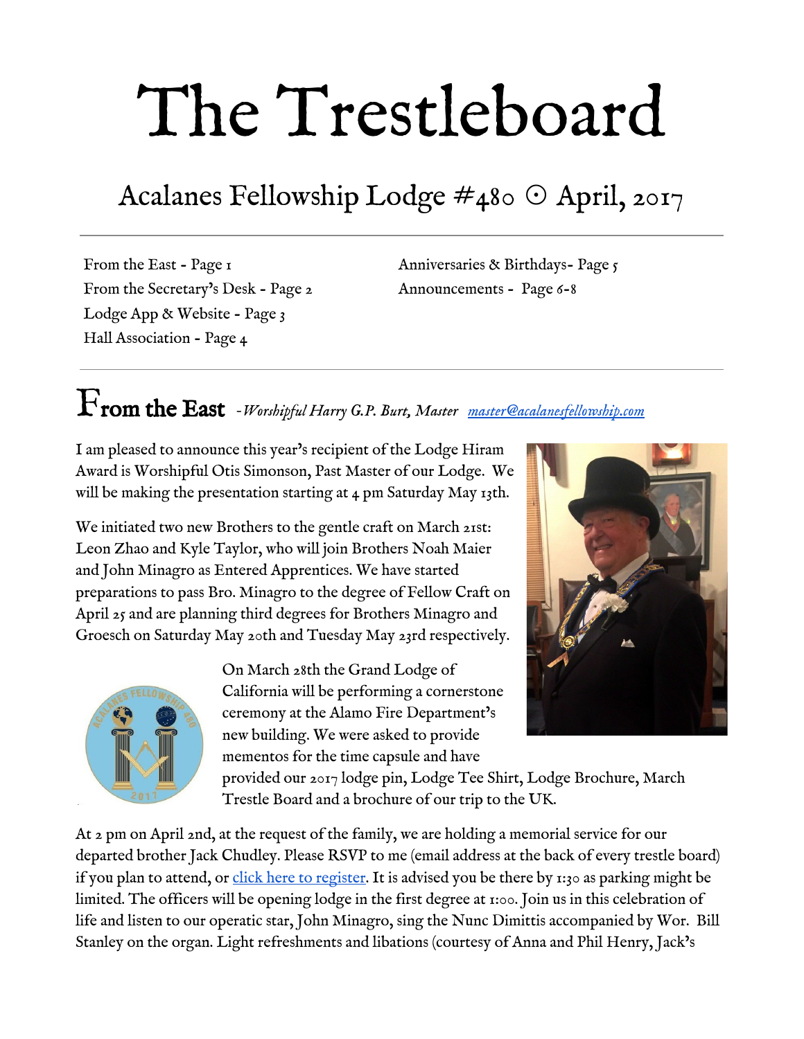# The Trestleboard

## Acalanes Fellowship Lodge #480 ⊙ April, 2017

From the East - Page 1
From the Secretary's Desk - Page 2
Lodge App & Website - Page 3
Hall Association - Page 4
Anniversaries & Birthdays- Page 5
Announcements - Page 6-8

## From the East -*Worshipful Harry G.P. Burt, Master* *master@acalanesfellowship.com*

I am pleased to announce this year's recipient of the Lodge Hiram Award is Worshipful Otis Simonson, Past Master of our Lodge. We will be making the presentation starting at 4 pm Saturday May 13th.

We initiated two new Brothers to the gentle craft on March 21st: Leon Zhao and Kyle Taylor, who will join Brothers Noah Maier and John Minagro as Entered Apprentices. We have started preparations to pass Bro. Minagro to the degree of Fellow Craft on April 25 and are planning third degrees for Brothers Minagro and Groesch on Saturday May 20th and Tuesday May 23rd respectively.

On March 28th the Grand Lodge of California will be performing a cornerstone ceremony at the Alamo Fire Department's new building. We were asked to provide mementos for the time capsule and have provided our 2017 lodge pin, Lodge Tee Shirt, Lodge Brochure, March Trestle Board and a brochure of our trip to the UK.

At 2 pm on April 2nd, at the request of the family, we are holding a memorial service for our departed brother Jack Chudley. Please RSVP to me (email address at the back of every trestle board) if you plan to attend, or click here to register. It is advised you be there by 1:30 as parking might be limited. The officers will be opening lodge in the first degree at 1:00. Join us in this celebration of life and listen to our operatic star, John Minagro, sing the Nunc Dimittis accompanied by Wor. Bill Stanley on the organ. Light refreshments and libations (courtesy of Anna and Phil Henry, Jack's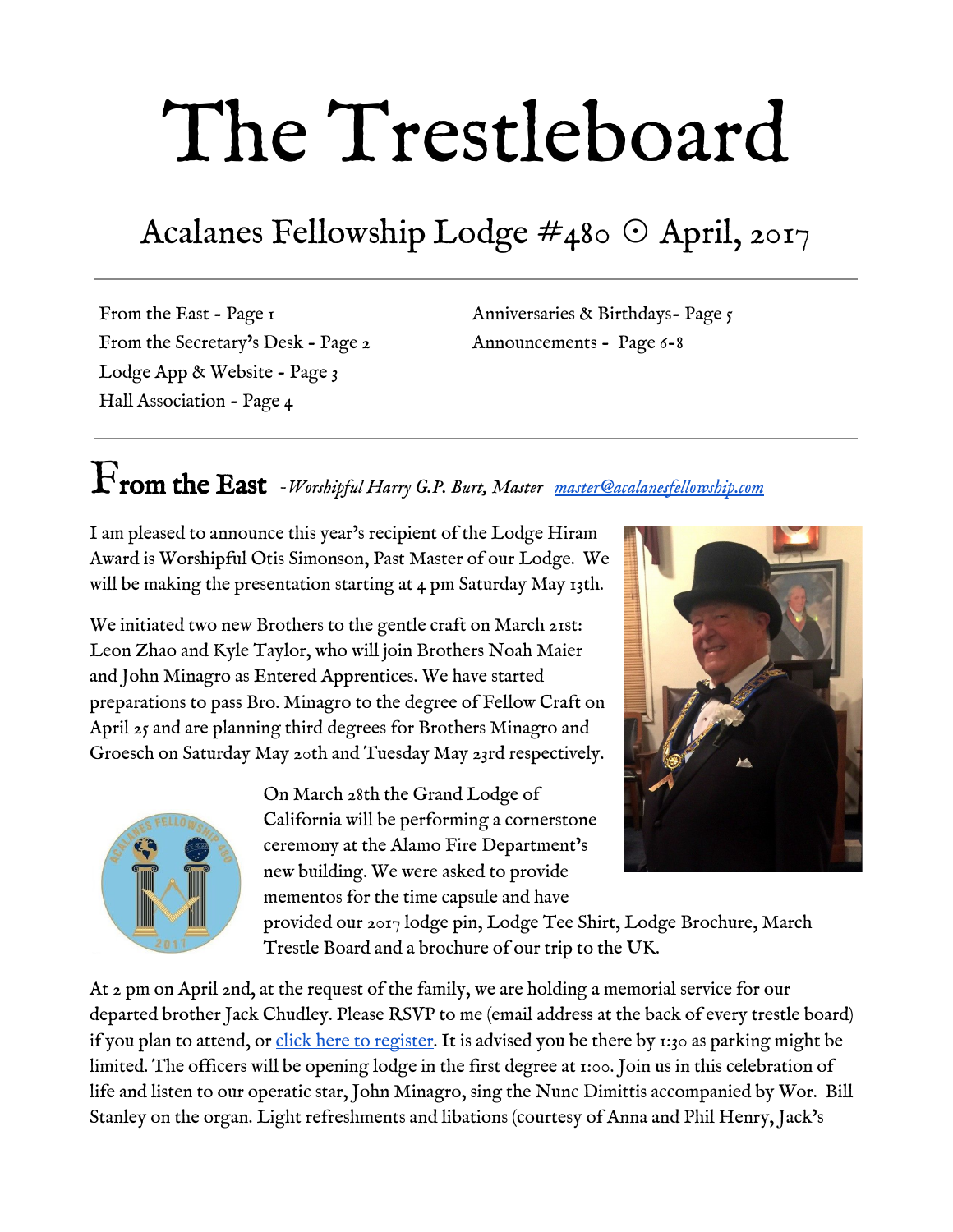# The Trestleboard

## Acalanes Fellowship Lodge #480 ⊙ April, 2017

From the East - Page 1
From the Secretary's Desk - Page 2
Lodge App & Website - Page 3
Hall Association - Page 4
Anniversaries & Birthdays- Page 5
Announcements - Page 6-8

## From the East *-Worshipful Harry G.P. Burt, Master* [master@acalanesfellowship.com](mailto:master@acalanesfellowship.com)

I am pleased to announce this year's recipient of the Lodge Hiram Award is Worshipful Otis Simonson, Past Master of our Lodge. We will be making the presentation starting at 4 pm Saturday May 13th.

We initiated two new Brothers to the gentle craft on March 21st: Leon Zhao and Kyle Taylor, who will join Brothers Noah Maier and John Minagro as Entered Apprentices. We have started preparations to pass Bro. Minagro to the degree of Fellow Craft on April 25 and are planning third degrees for Brothers Minagro and Groesch on Saturday May 20th and Tuesday May 23rd respectively.

On March 28th the Grand Lodge of California will be performing a cornerstone ceremony at the Alamo Fire Department's new building. We were asked to provide mementos for the time capsule and have provided our 2017 lodge pin, Lodge Tee Shirt, Lodge Brochure, March Trestle Board and a brochure of our trip to the UK.

At 2 pm on April 2nd, at the request of the family, we are holding a memorial service for our departed brother Jack Chudley. Please RSVP to me (email address at the back of every trestle board) if you plan to attend, or click here to register. It is advised you be there by 1:30 as parking might be limited. The officers will be opening lodge in the first degree at 1:00. Join us in this celebration of life and listen to our operatic star, John Minagro, sing the Nunc Dimittis accompanied by Wor. Bill Stanley on the organ. Light refreshments and libations (courtesy of Anna and Phil Henry, Jack's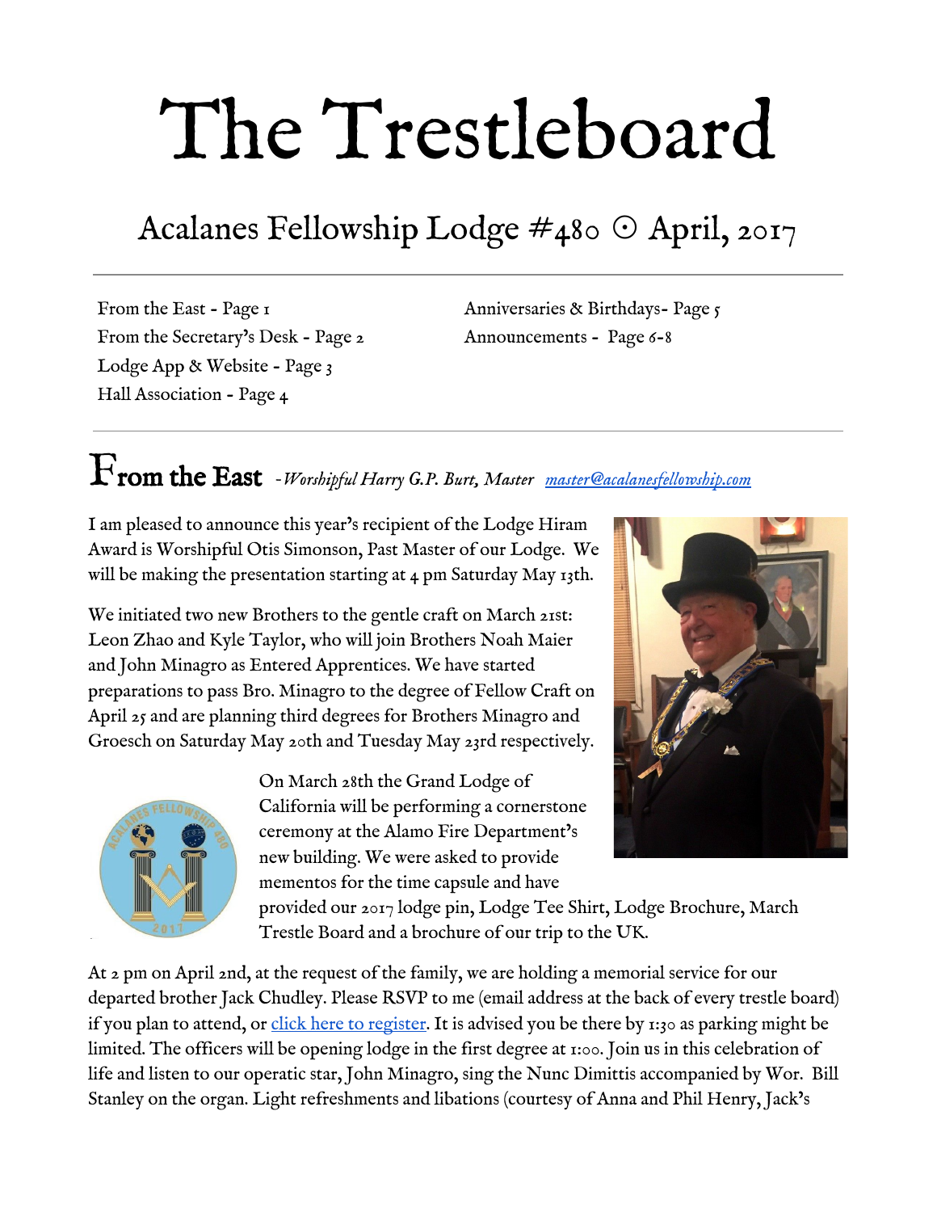# The Trestleboard

## Acalanes Fellowship Lodge #480 ⊙ April, 2017

From the East - Page 1
From the Secretary's Desk - Page 2
Lodge App & Website - Page 3
Hall Association - Page 4
Anniversaries & Birthdays- Page 5
Announcements - Page 6-8

## From the East *-Worshipful Harry G.P. Burt, Master [master@acalanesfellowship.com](mailto:master@acalanesfellowship.com)*

I am pleased to announce this year's recipient of the Lodge Hiram Award is Worshipful Otis Simonson, Past Master of our Lodge. We will be making the presentation starting at 4 pm Saturday May 13th.

We initiated two new Brothers to the gentle craft on March 21st: Leon Zhao and Kyle Taylor, who will join Brothers Noah Maier and John Minagro as Entered Apprentices. We have started preparations to pass Bro. Minagro to the degree of Fellow Craft on April 25 and are planning third degrees for Brothers Minagro and Groesch on Saturday May 20th and Tuesday May 23rd respectively.

On March 28th the Grand Lodge of California will be performing a cornerstone ceremony at the Alamo Fire Department's new building. We were asked to provide mementos for the time capsule and have provided our 2017 lodge pin, Lodge Tee Shirt, Lodge Brochure, March Trestle Board and a brochure of our trip to the UK.

At 2 pm on April 2nd, at the request of the family, we are holding a memorial service for our departed brother Jack Chudley. Please RSVP to me (email address at the back of every trestle board) if you plan to attend, or click here to register. It is advised you be there by 1:30 as parking might be limited. The officers will be opening lodge in the first degree at 1:00. Join us in this celebration of life and listen to our operatic star, John Minagro, sing the Nunc Dimittis accompanied by Wor. Bill Stanley on the organ. Light refreshments and libations (courtesy of Anna and Phil Henry, Jack's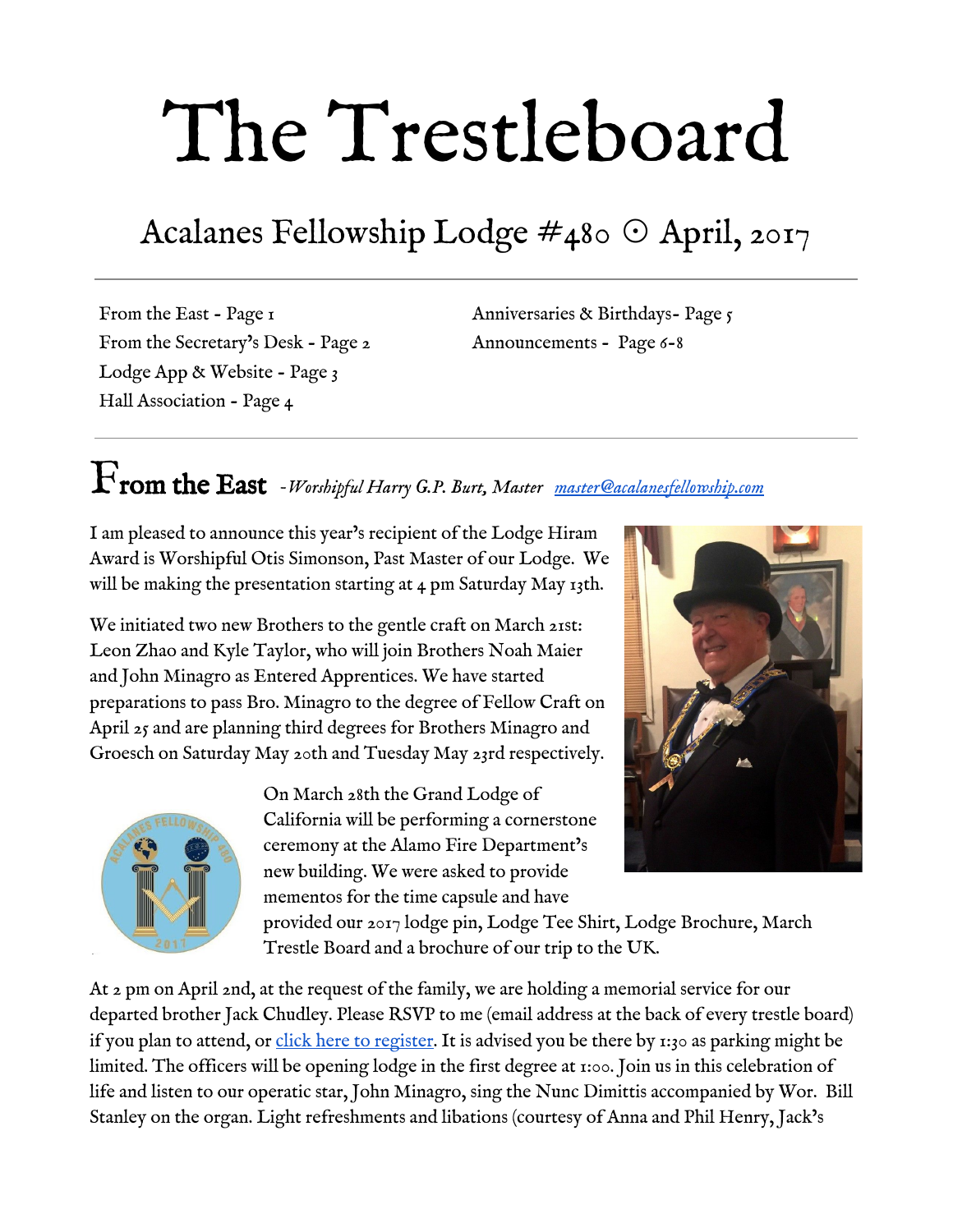# The Trestleboard

## Acalanes Fellowship Lodge #480 ⊙ April, 2017

From the East - Page 1
From the Secretary's Desk - Page 2
Lodge App & Website - Page 3
Hall Association - Page 4
Anniversaries & Birthdays- Page 5
Announcements - Page 6-8

## From the East *-Worshipful Harry G.P. Burt, Master* *master@acalanesfellowship.com*

I am pleased to announce this year's recipient of the Lodge Hiram Award is Worshipful Otis Simonson, Past Master of our Lodge. We will be making the presentation starting at 4 pm Saturday May 13th.

We initiated two new Brothers to the gentle craft on March 21st: Leon Zhao and Kyle Taylor, who will join Brothers Noah Maier and John Minagro as Entered Apprentices. We have started preparations to pass Bro. Minagro to the degree of Fellow Craft on April 25 and are planning third degrees for Brothers Minagro and Groesch on Saturday May 20th and Tuesday May 23rd respectively.

On March 28th the Grand Lodge of California will be performing a cornerstone ceremony at the Alamo Fire Department's new building. We were asked to provide mementos for the time capsule and have provided our 2017 lodge pin, Lodge Tee Shirt, Lodge Brochure, March Trestle Board and a brochure of our trip to the UK.

At 2 pm on April 2nd, at the request of the family, we are holding a memorial service for our departed brother Jack Chudley. Please RSVP to me (email address at the back of every trestle board) if you plan to attend, or click here to register. It is advised you be there by 1:30 as parking might be limited. The officers will be opening lodge in the first degree at 1:00. Join us in this celebration of life and listen to our operatic star, John Minagro, sing the Nunc Dimittis accompanied by Wor. Bill Stanley on the organ. Light refreshments and libations (courtesy of Anna and Phil Henry, Jack's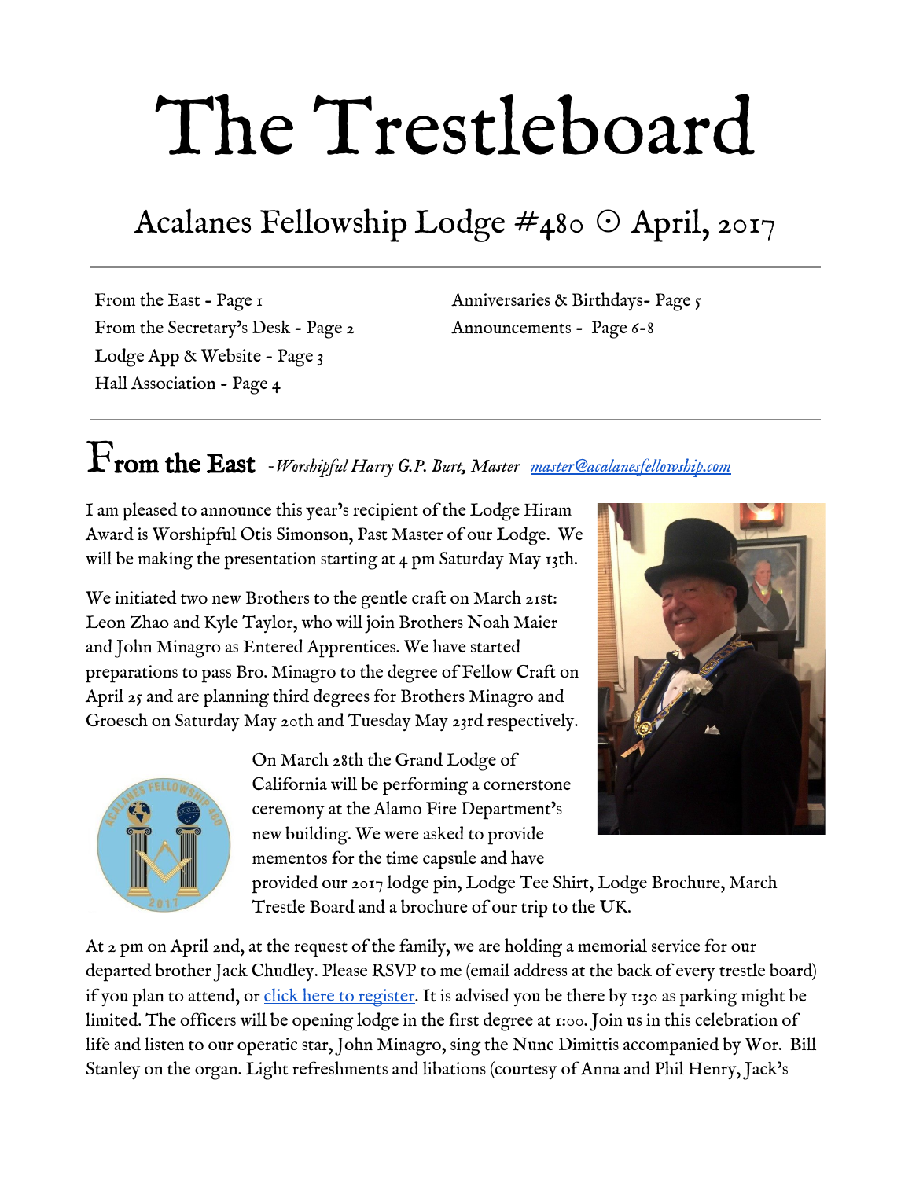# The Trestleboard

## Acalanes Fellowship Lodge #480 ⊙ April, 2017

From the East - Page 1
From the Secretary's Desk - Page 2
Lodge App & Website - Page 3
Hall Association - Page 4
Anniversaries & Birthdays- Page 5
Announcements - Page 6-8

## From the East *-Worshipful Harry G.P. Burt, Master [master@acalanesfellowship.com](mailto:master@acalanesfellowship.com)*

I am pleased to announce this year's recipient of the Lodge Hiram Award is Worshipful Otis Simonson, Past Master of our Lodge. We will be making the presentation starting at 4 pm Saturday May 13th.

We initiated two new Brothers to the gentle craft on March 21st: Leon Zhao and Kyle Taylor, who will join Brothers Noah Maier and John Minagro as Entered Apprentices. We have started preparations to pass Bro. Minagro to the degree of Fellow Craft on April 25 and are planning third degrees for Brothers Minagro and Groesch on Saturday May 20th and Tuesday May 23rd respectively.

On March 28th the Grand Lodge of California will be performing a cornerstone ceremony at the Alamo Fire Department's new building. We were asked to provide mementos for the time capsule and have provided our 2017 lodge pin, Lodge Tee Shirt, Lodge Brochure, March Trestle Board and a brochure of our trip to the UK.

At 2 pm on April 2nd, at the request of the family, we are holding a memorial service for our departed brother Jack Chudley. Please RSVP to me (email address at the back of every trestle board) if you plan to attend, or click here to register. It is advised you be there by 1:30 as parking might be limited. The officers will be opening lodge in the first degree at 1:00. Join us in this celebration of life and listen to our operatic star, John Minagro, sing the Nunc Dimittis accompanied by Wor. Bill Stanley on the organ. Light refreshments and libations (courtesy of Anna and Phil Henry, Jack's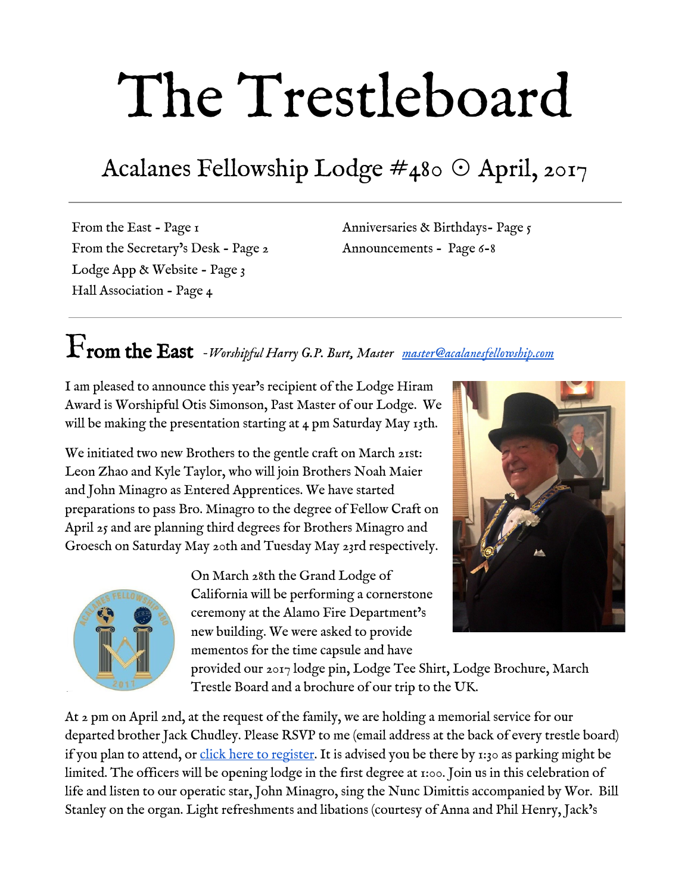# The Trestleboard

## Acalanes Fellowship Lodge #480 ⊙ April, 2017

From the East - Page 1
From the Secretary's Desk - Page 2
Lodge App & Website - Page 3
Hall Association - Page 4
Anniversaries & Birthdays- Page 5
Announcements - Page 6-8

## From the East *-Worshipful Harry G.P. Burt, Master* *[master@acalanesfellowship.com](mailto:master@acalanesfellowship.com)*

I am pleased to announce this year's recipient of the Lodge Hiram Award is Worshipful Otis Simonson, Past Master of our Lodge. We will be making the presentation starting at 4 pm Saturday May 13th.

We initiated two new Brothers to the gentle craft on March 21st: Leon Zhao and Kyle Taylor, who will join Brothers Noah Maier and John Minagro as Entered Apprentices. We have started preparations to pass Bro. Minagro to the degree of Fellow Craft on April 25 and are planning third degrees for Brothers Minagro and Groesch on Saturday May 20th and Tuesday May 23rd respectively.

On March 28th the Grand Lodge of California will be performing a cornerstone ceremony at the Alamo Fire Department's new building. We were asked to provide mementos for the time capsule and have provided our 2017 lodge pin, Lodge Tee Shirt, Lodge Brochure, March Trestle Board and a brochure of our trip to the UK.

At 2 pm on April 2nd, at the request of the family, we are holding a memorial service for our departed brother Jack Chudley. Please RSVP to me (email address at the back of every trestle board) if you plan to attend, or click here to register. It is advised you be there by 1:30 as parking might be limited. The officers will be opening lodge in the first degree at 1:00. Join us in this celebration of life and listen to our operatic star, John Minagro, sing the Nunc Dimittis accompanied by Wor. Bill Stanley on the organ. Light refreshments and libations (courtesy of Anna and Phil Henry, Jack's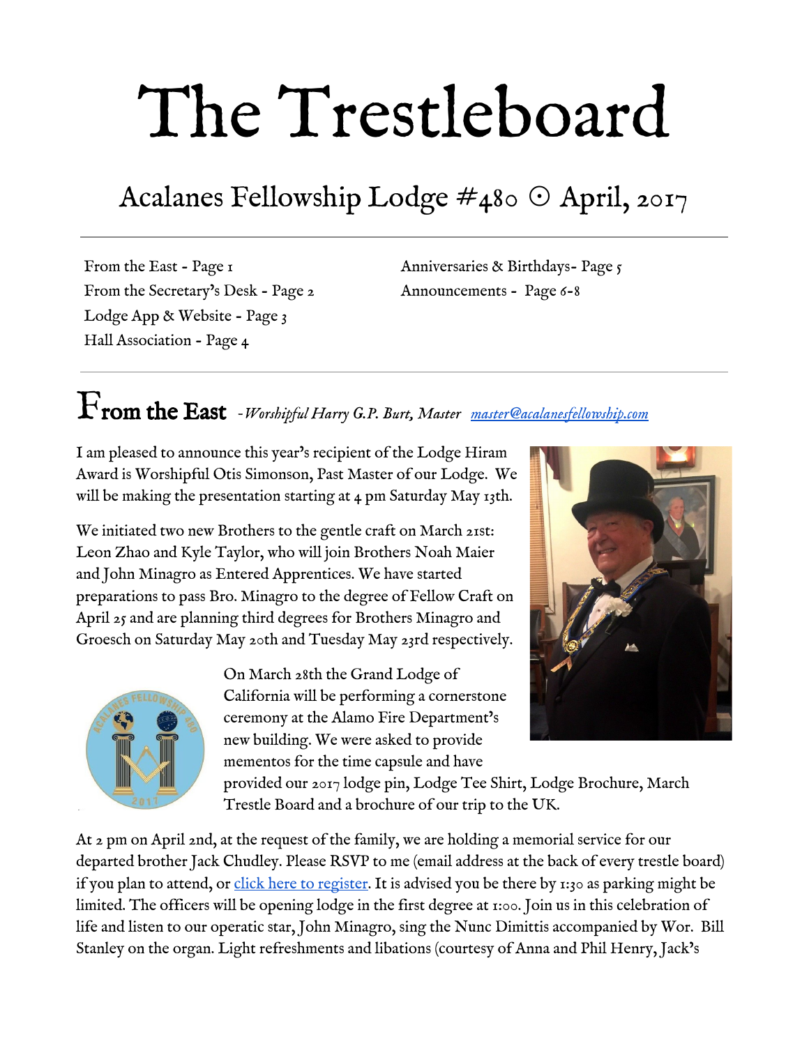// The Trestleboard

## Acalanes Fellowship Lodge #480 ⊙ April, 2017

From the East - Page 1
From the Secretary's Desk - Page 2
Lodge App & Website - Page 3
Hall Association - Page 4
Anniversaries & Birthdays- Page 5
Announcements - Page 6-8

## From the East *-Worshipful Harry G.P. Burt, Master [master@acalanesfellowship.com](mailto:master@acalanesfellowship.com)*

I am pleased to announce this year's recipient of the Lodge Hiram Award is Worshipful Otis Simonson, Past Master of our Lodge. We will be making the presentation starting at 4 pm Saturday May 13th.

We initiated two new Brothers to the gentle craft on March 21st: Leon Zhao and Kyle Taylor, who will join Brothers Noah Maier and John Minagro as Entered Apprentices. We have started preparations to pass Bro. Minagro to the degree of Fellow Craft on April 25 and are planning third degrees for Brothers Minagro and Groesch on Saturday May 20th and Tuesday May 23rd respectively.

On March 28th the Grand Lodge of California will be performing a cornerstone ceremony at the Alamo Fire Department's new building. We were asked to provide mementos for the time capsule and have provided our 2017 lodge pin, Lodge Tee Shirt, Lodge Brochure, March Trestle Board and a brochure of our trip to the UK.

At 2 pm on April 2nd, at the request of the family, we are holding a memorial service for our departed brother Jack Chudley. Please RSVP to me (email address at the back of every trestle board) if you plan to attend, or [click here to register](). It is advised you be there by 1:30 as parking might be limited. The officers will be opening lodge in the first degree at 1:00. Join us in this celebration of life and listen to our operatic star, John Minagro, sing the Nunc Dimittis accompanied by Wor. Bill Stanley on the organ. Light refreshments and libations (courtesy of Anna and Phil Henry, Jack's